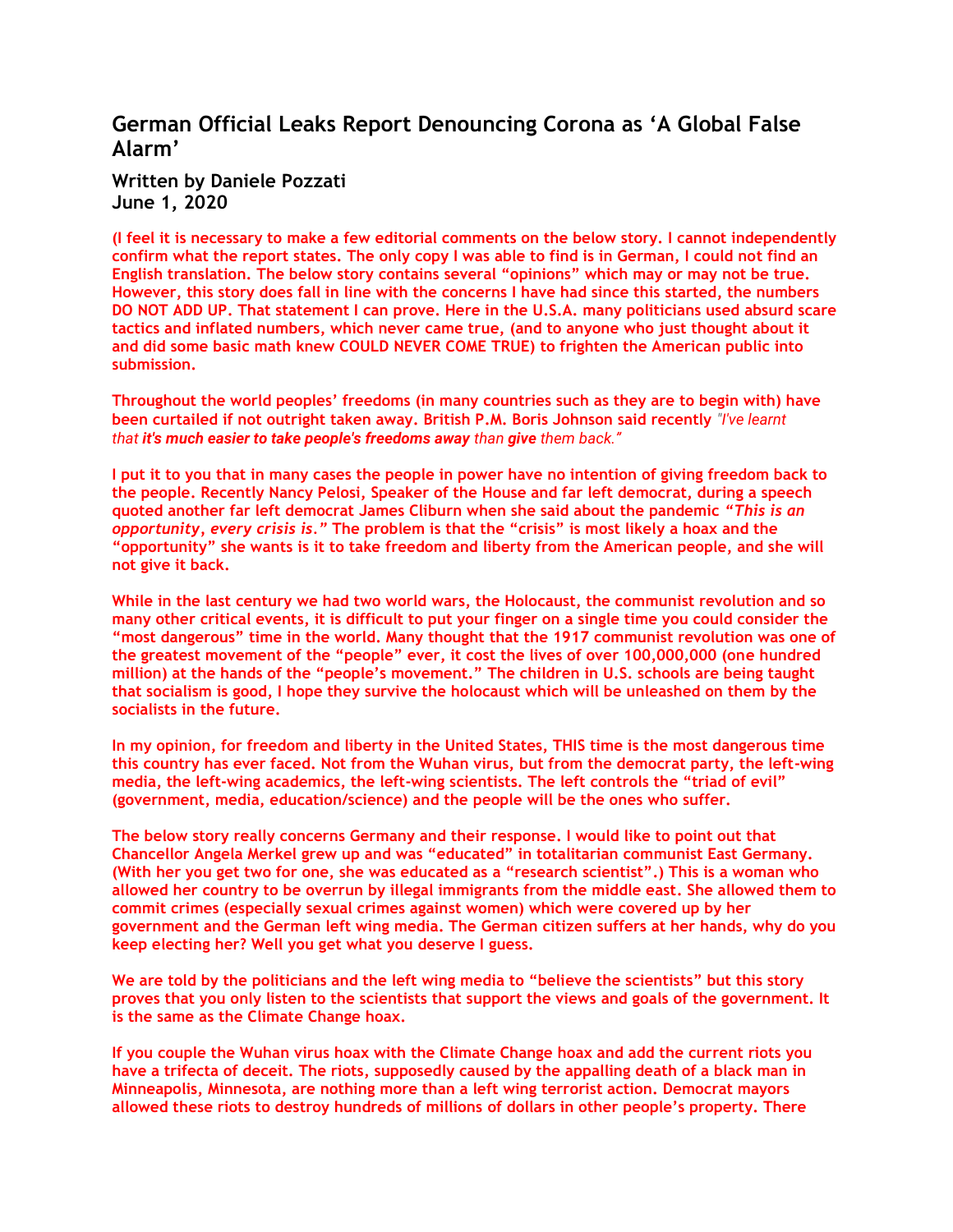# German Official Leaks Report Denouncing Corona as 'A Global False Alarm'

**Written by Daniele Pozzati**
**June 1, 2020**

**(I feel it is necessary to make a few editorial comments on the below story. I cannot independently confirm what the report states. The only copy I was able to find is in German, I could not find an English translation. The below story contains several "opinions" which may or may not be true. However, this story does fall in line with the concerns I have had since this started, the numbers DO NOT ADD UP. That statement I can prove. Here in the U.S.A. many politicians used absurd scare tactics and inflated numbers, which never came true, (and to anyone who just thought about it and did some basic math knew COULD NEVER COME TRUE) to frighten the American public into submission.**

**Throughout the world peoples' freedoms (in many countries such as they are to begin with) have been curtailed if not outright taken away. British P.M. Boris Johnson said recently** *"I've learnt that **it's much easier to take people's freedoms away** than **give** them back."*

**I put it to you that in many cases the people in power have no intention of giving freedom back to the people. Recently Nancy Pelosi, Speaker of the House and far left democrat, during a speech quoted another far left democrat James Cliburn when she said about the pandemic *"This is an opportunity, every crisis is."* The problem is that the "crisis" is most likely a hoax and the "opportunity" she wants is it to take freedom and liberty from the American people, and she will not give it back.**

**While in the last century we had two world wars, the Holocaust, the communist revolution and so many other critical events, it is difficult to put your finger on a single time you could consider the "most dangerous" time in the world. Many thought that the 1917 communist revolution was one of the greatest movement of the "people" ever, it cost the lives of over 100,000,000 (one hundred million) at the hands of the "people's movement." The children in U.S. schools are being taught that socialism is good, I hope they survive the holocaust which will be unleashed on them by the socialists in the future.**

**In my opinion, for freedom and liberty in the United States, THIS time is the most dangerous time this country has ever faced. Not from the Wuhan virus, but from the democrat party, the left-wing media, the left-wing academics, the left-wing scientists. The left controls the "triad of evil" (government, media, education/science) and the people will be the ones who suffer.**

**The below story really concerns Germany and their response. I would like to point out that Chancellor Angela Merkel grew up and was "educated" in totalitarian communist East Germany. (With her you get two for one, she was educated as a "research scientist".) This is a woman who allowed her country to be overrun by illegal immigrants from the middle east. She allowed them to commit crimes (especially sexual crimes against women) which were covered up by her government and the German left wing media. The German citizen suffers at her hands, why do you keep electing her? Well you get what you deserve I guess.**

**We are told by the politicians and the left wing media to "believe the scientists" but this story proves that you only listen to the scientists that support the views and goals of the government. It is the same as the Climate Change hoax.**

**If you couple the Wuhan virus hoax with the Climate Change hoax and add the current riots you have a trifecta of deceit. The riots, supposedly caused by the appalling death of a black man in Minneapolis, Minnesota, are nothing more than a left wing terrorist action. Democrat mayors allowed these riots to destroy hundreds of millions of dollars in other people's property. There**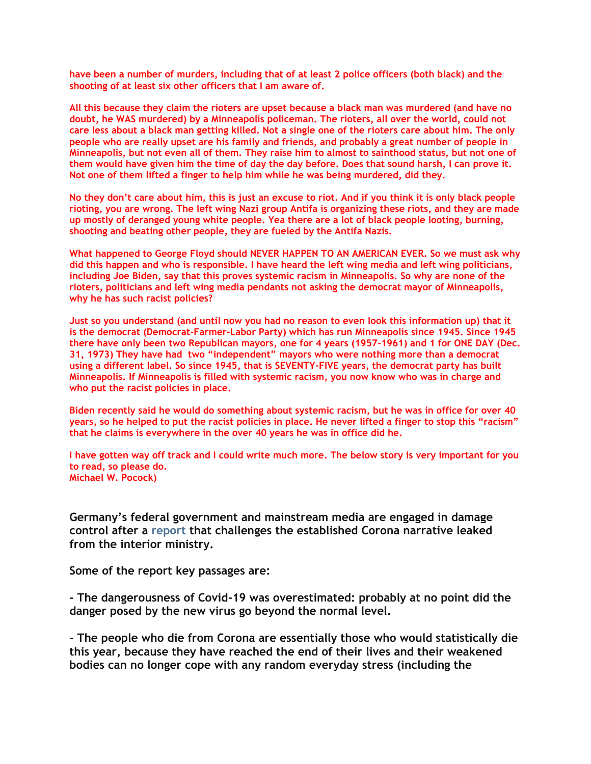**have been a number of murders, including that of at least 2 police officers (both black) and the shooting of at least six other officers that I am aware of.**

**All this because they claim the rioters are upset because a black man was murdered (and have no doubt, he WAS murdered) by a Minneapolis policeman. The rioters, all over the world, could not care less about a black man getting killed. Not a single one of the rioters care about him. The only people who are really upset are his family and friends, and probably a great number of people in Minneapolis, but not even all of them. They raise him to almost to sainthood status, but not one of them would have given him the time of day the day before. Does that sound harsh, I can prove it. Not one of them lifted a finger to help him while he was being murdered, did they.**

**No they don't care about him, this is just an excuse to riot. And if you think it is only black people rioting, you are wrong. The left wing Nazi group Antifa is organizing these riots, and they are made up mostly of deranged young white people. Yea there are a lot of black people looting, burning, shooting and beating other people, they are fueled by the Antifa Nazis.**

**What happened to George Floyd should NEVER HAPPEN TO AN AMERICAN EVER. So we must ask why did this happen and who is responsible. I have heard the left wing media and left wing politicians, including Joe Biden, say that this proves systemic racism in Minneapolis. So why are none of the rioters, politicians and left wing media pendants not asking the democrat mayor of Minneapolis, why he has such racist policies?**

**Just so you understand (and until now you had no reason to even look this information up) that it is the democrat (Democrat-Farmer-Labor Party) which has run Minneapolis since 1945. Since 1945 there have only been two Republican mayors, one for 4 years (1957-1961) and 1 for ONE DAY (Dec. 31, 1973) They have had two "independent" mayors who were nothing more than a democrat using a different label. So since 1945, that is SEVENTY-FIVE years, the democrat party has built Minneapolis. If Minneapolis is filled with systemic racism, you now know who was in charge and who put the racist policies in place.**

**Biden recently said he would do something about systemic racism, but he was in office for over 40 years, so he helped to put the racist policies in place. He never lifted a finger to stop this "racism" that he claims is everywhere in the over 40 years he was in office did he.**

**I have gotten way off track and I could write much more. The below story is very important for you to read, so please do.**
**Michael W. Pocock)**

**Germany's federal government and mainstream media are engaged in damage control after a report that challenges the established Corona narrative leaked from the interior ministry.**

**Some of the report key passages are:**

**- The dangerousness of Covid-19 was overestimated: probably at no point did the danger posed by the new virus go beyond the normal level.**

**- The people who die from Corona are essentially those who would statistically die this year, because they have reached the end of their lives and their weakened bodies can no longer cope with any random everyday stress (including the**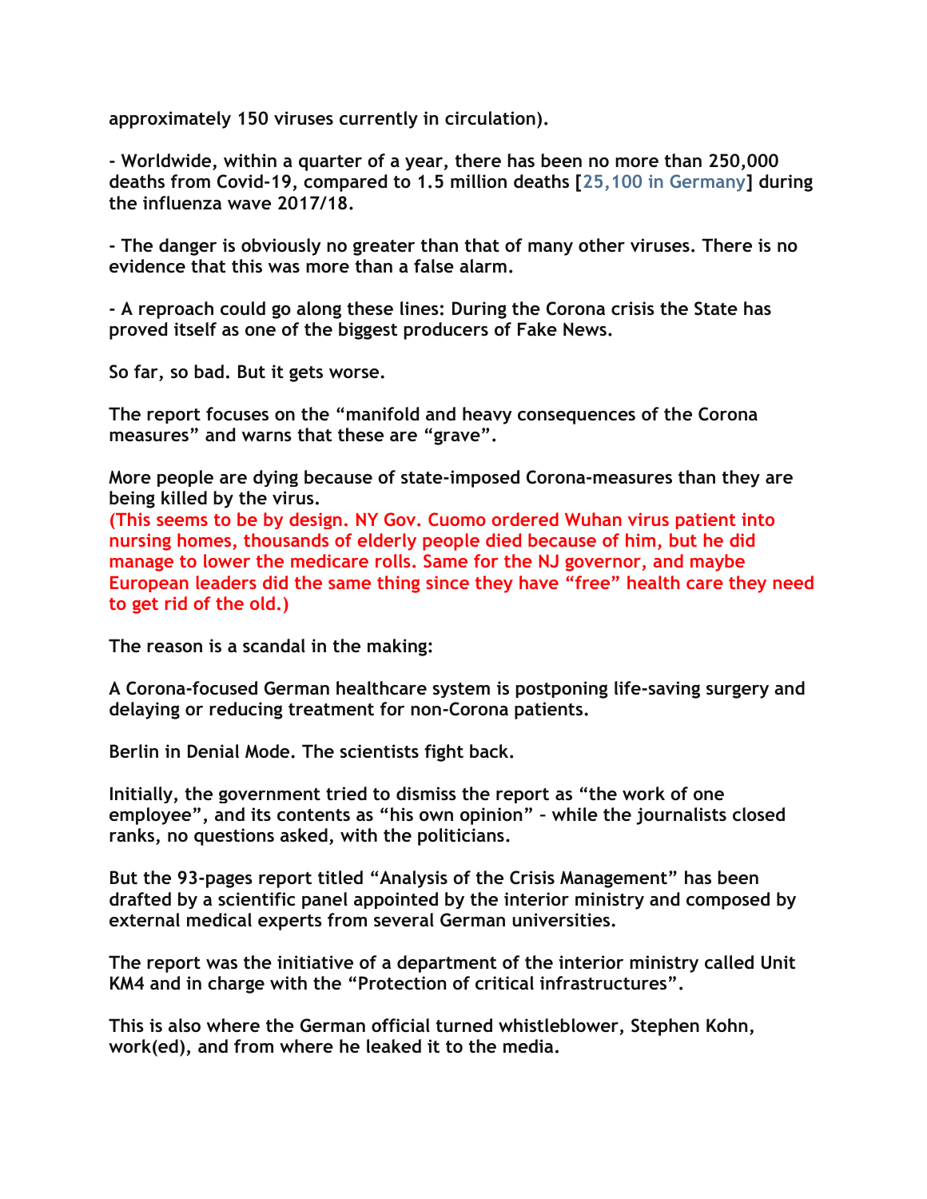approximately 150 viruses currently in circulation).

- Worldwide, within a quarter of a year, there has been no more than 250,000 deaths from Covid-19, compared to 1.5 million deaths [25,100 in Germany] during the influenza wave 2017/18.

- The danger is obviously no greater than that of many other viruses. There is no evidence that this was more than a false alarm.

- A reproach could go along these lines: During the Corona crisis the State has proved itself as one of the biggest producers of Fake News.

So far, so bad. But it gets worse.

The report focuses on the "manifold and heavy consequences of the Corona measures" and warns that these are "grave".

More people are dying because of state-imposed Corona-measures than they are being killed by the virus.
(This seems to be by design. NY Gov. Cuomo ordered Wuhan virus patient into nursing homes, thousands of elderly people died because of him, but he did manage to lower the medicare rolls. Same for the NJ governor, and maybe European leaders did the same thing since they have "free" health care they need to get rid of the old.)

The reason is a scandal in the making:

A Corona-focused German healthcare system is postponing life-saving surgery and delaying or reducing treatment for non-Corona patients.

Berlin in Denial Mode. The scientists fight back.

Initially, the government tried to dismiss the report as "the work of one employee", and its contents as "his own opinion" – while the journalists closed ranks, no questions asked, with the politicians.

But the 93-pages report titled "Analysis of the Crisis Management" has been drafted by a scientific panel appointed by the interior ministry and composed by external medical experts from several German universities.

The report was the initiative of a department of the interior ministry called Unit KM4 and in charge with the "Protection of critical infrastructures".

This is also where the German official turned whistleblower, Stephen Kohn, work(ed), and from where he leaked it to the media.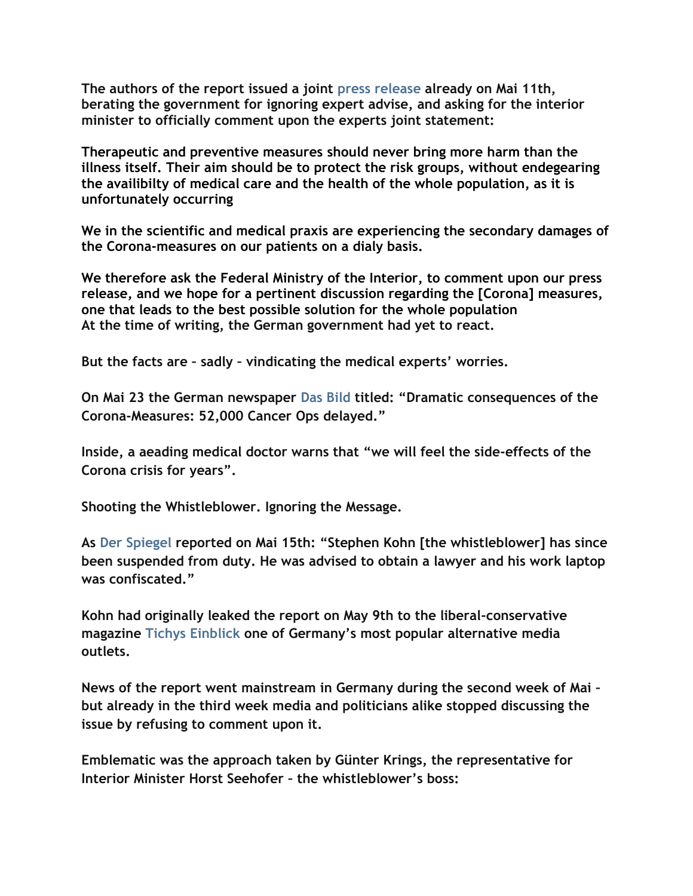**The authors of the report issued a joint press release already on Mai 11th, berating the government for ignoring expert advise, and asking for the interior minister to officially comment upon the experts joint statement:**

**Therapeutic and preventive measures should never bring more harm than the illness itself. Their aim should be to protect the risk groups, without endegearing the availibilty of medical care and the health of the whole population, as it is unfortunately occurring**

**We in the scientific and medical praxis are experiencing the secondary damages of the Corona-measures on our patients on a dialy basis.**

**We therefore ask the Federal Ministry of the Interior, to comment upon our press release, and we hope for a pertinent discussion regarding the [Corona] measures, one that leads to the best possible solution for the whole population**
**At the time of writing, the German government had yet to react.**

**But the facts are – sadly – vindicating the medical experts' worries.**

**On Mai 23 the German newspaper Das Bild titled: "Dramatic consequences of the Corona-Measures: 52,000 Cancer Ops delayed."**

**Inside, a aeading medical doctor warns that "we will feel the side-effects of the Corona crisis for years".**

**Shooting the Whistleblower. Ignoring the Message.**

**As Der Spiegel reported on Mai 15th: "Stephen Kohn [the whistleblower] has since been suspended from duty. He was advised to obtain a lawyer and his work laptop was confiscated."**

**Kohn had originally leaked the report on May 9th to the liberal-conservative magazine Tichys Einblick one of Germany's most popular alternative media outlets.**

**News of the report went mainstream in Germany during the second week of Mai – but already in the third week media and politicians alike stopped discussing the issue by refusing to comment upon it.**

**Emblematic was the approach taken by Günter Krings, the representative for Interior Minister Horst Seehofer – the whistleblower's boss:**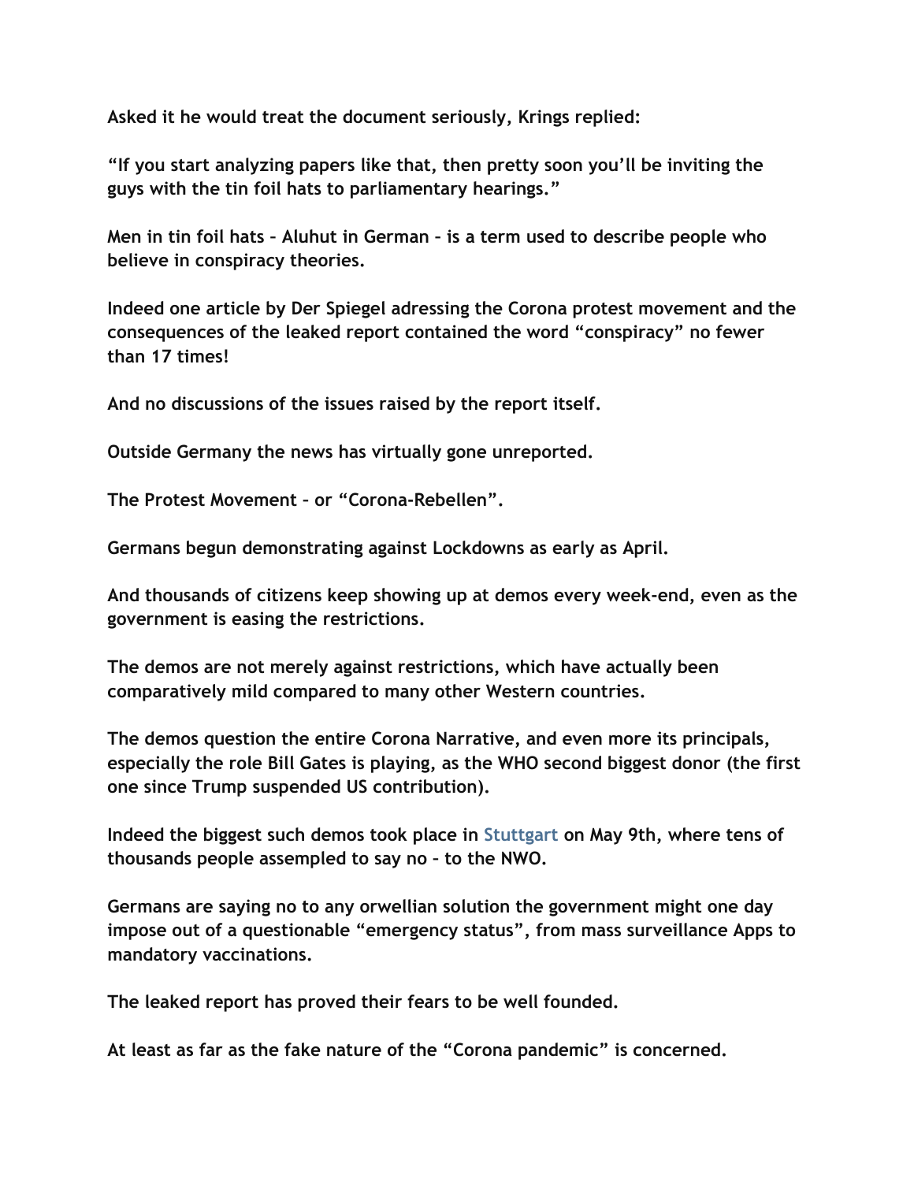**Asked it he would treat the document seriously, Krings replied:**

**"If you start analyzing papers like that, then pretty soon you'll be inviting the guys with the tin foil hats to parliamentary hearings."**

**Men in tin foil hats – Aluhut in German – is a term used to describe people who believe in conspiracy theories.**

**Indeed one article by Der Spiegel adressing the Corona protest movement and the consequences of the leaked report contained the word "conspiracy" no fewer than 17 times!**

**And no discussions of the issues raised by the report itself.**

**Outside Germany the news has virtually gone unreported.**

**The Protest Movement – or "Corona-Rebellen".**

**Germans begun demonstrating against Lockdowns as early as April.**

**And thousands of citizens keep showing up at demos every week-end, even as the government is easing the restrictions.**

**The demos are not merely against restrictions, which have actually been comparatively mild compared to many other Western countries.**

**The demos question the entire Corona Narrative, and even more its principals, especially the role Bill Gates is playing, as the WHO second biggest donor (the first one since Trump suspended US contribution).**

**Indeed the biggest such demos took place in Stuttgart on May 9th, where tens of thousands people assempled to say no – to the NWO.**

**Germans are saying no to any orwellian solution the government might one day impose out of a questionable "emergency status", from mass surveillance Apps to mandatory vaccinations.**

**The leaked report has proved their fears to be well founded.**

**At least as far as the fake nature of the "Corona pandemic" is concerned.**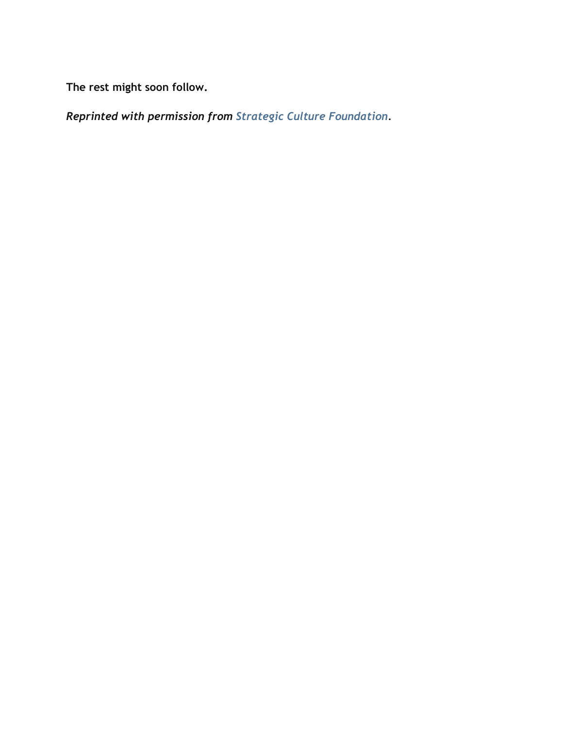**The rest might soon follow.**

***Reprinted with permission from Strategic Culture Foundation.***